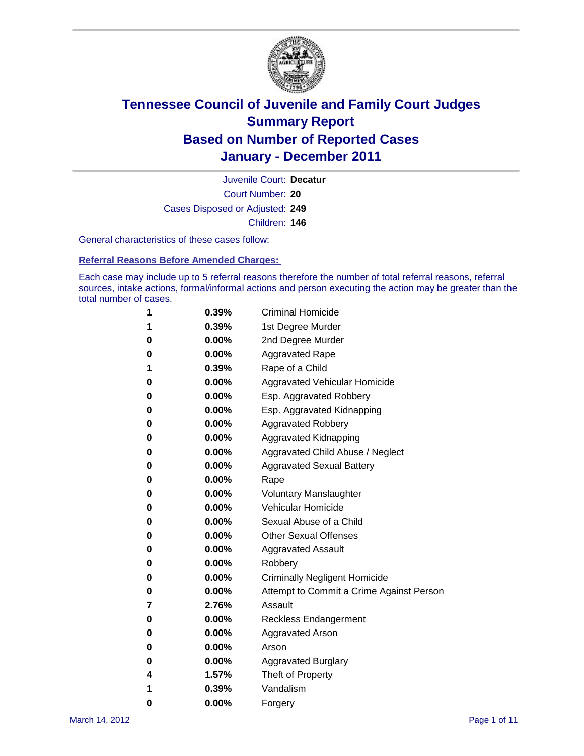# Tennessee Council of Juvenile and Family Court Judges
## Summary Report
## Based on Number of Reported Cases
## January - December 2011

Juvenile Court: **Decatur**

Court Number: **20**

Cases Disposed or Adjusted: **249**

Children: **146**

General characteristics of these cases follow:

### Referral Reasons Before Amended Charges:

Each case may include up to 5 referral reasons therefore the number of total referral reasons, referral sources, intake actions, formal/informal actions and person executing the action may be greater than the total number of cases.

| Count | Percent | Referral Reason |
|---|---|---|
| 1 | 0.39% | Criminal Homicide |
| 1 | 0.39% | 1st Degree Murder |
| 0 | 0.00% | 2nd Degree Murder |
| 0 | 0.00% | Aggravated Rape |
| 1 | 0.39% | Rape of a Child |
| 0 | 0.00% | Aggravated Vehicular Homicide |
| 0 | 0.00% | Esp. Aggravated Robbery |
| 0 | 0.00% | Esp. Aggravated Kidnapping |
| 0 | 0.00% | Aggravated Robbery |
| 0 | 0.00% | Aggravated Kidnapping |
| 0 | 0.00% | Aggravated Child Abuse / Neglect |
| 0 | 0.00% | Aggravated Sexual Battery |
| 0 | 0.00% | Rape |
| 0 | 0.00% | Voluntary Manslaughter |
| 0 | 0.00% | Vehicular Homicide |
| 0 | 0.00% | Sexual Abuse of a Child |
| 0 | 0.00% | Other Sexual Offenses |
| 0 | 0.00% | Aggravated Assault |
| 0 | 0.00% | Robbery |
| 0 | 0.00% | Criminally Negligent Homicide |
| 0 | 0.00% | Attempt to Commit a Crime Against Person |
| 7 | 2.76% | Assault |
| 0 | 0.00% | Reckless Endangerment |
| 0 | 0.00% | Aggravated Arson |
| 0 | 0.00% | Arson |
| 0 | 0.00% | Aggravated Burglary |
| 4 | 1.57% | Theft of Property |
| 1 | 0.39% | Vandalism |
| 0 | 0.00% | Forgery |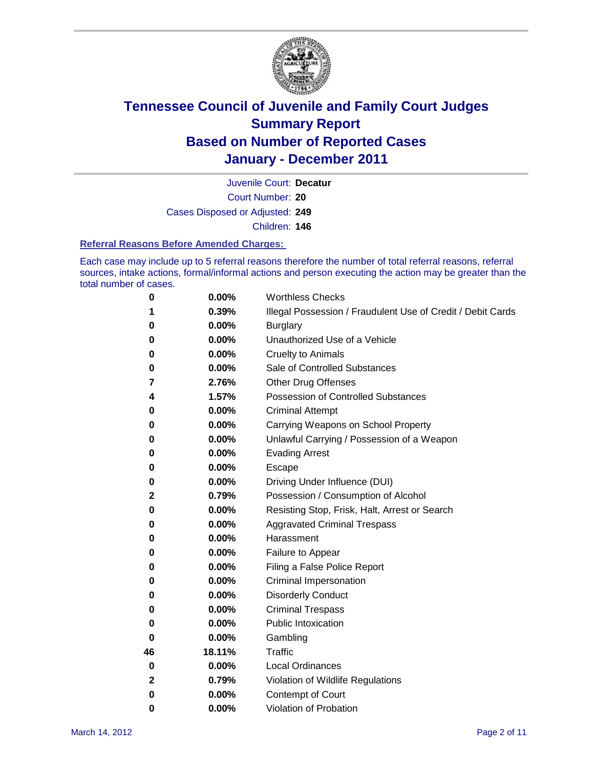# Tennessee Council of Juvenile and Family Court Judges
## Summary Report
## Based on Number of Reported Cases
## January - December 2011

Juvenile Court: **Decatur**
Court Number: **20**
Cases Disposed or Adjusted: **249**
Children: **146**

### Referral Reasons Before Amended Charges:

Each case may include up to 5 referral reasons therefore the number of total referral reasons, referral sources, intake actions, formal/informal actions and person executing the action may be greater than the total number of cases.

| | | |
|---|---|---|
| 0 | 0.00% | Worthless Checks |
| 1 | 0.39% | Illegal Possession / Fraudulent Use of Credit / Debit Cards |
| 0 | 0.00% | Burglary |
| 0 | 0.00% | Unauthorized Use of a Vehicle |
| 0 | 0.00% | Cruelty to Animals |
| 0 | 0.00% | Sale of Controlled Substances |
| 7 | 2.76% | Other Drug Offenses |
| 4 | 1.57% | Possession of Controlled Substances |
| 0 | 0.00% | Criminal Attempt |
| 0 | 0.00% | Carrying Weapons on School Property |
| 0 | 0.00% | Unlawful Carrying / Possession of a Weapon |
| 0 | 0.00% | Evading Arrest |
| 0 | 0.00% | Escape |
| 0 | 0.00% | Driving Under Influence (DUI) |
| 2 | 0.79% | Possession / Consumption of Alcohol |
| 0 | 0.00% | Resisting Stop, Frisk, Halt, Arrest or Search |
| 0 | 0.00% | Aggravated Criminal Trespass |
| 0 | 0.00% | Harassment |
| 0 | 0.00% | Failure to Appear |
| 0 | 0.00% | Filing a False Police Report |
| 0 | 0.00% | Criminal Impersonation |
| 0 | 0.00% | Disorderly Conduct |
| 0 | 0.00% | Criminal Trespass |
| 0 | 0.00% | Public Intoxication |
| 0 | 0.00% | Gambling |
| 46 | 18.11% | Traffic |
| 0 | 0.00% | Local Ordinances |
| 2 | 0.79% | Violation of Wildlife Regulations |
| 0 | 0.00% | Contempt of Court |
| 0 | 0.00% | Violation of Probation |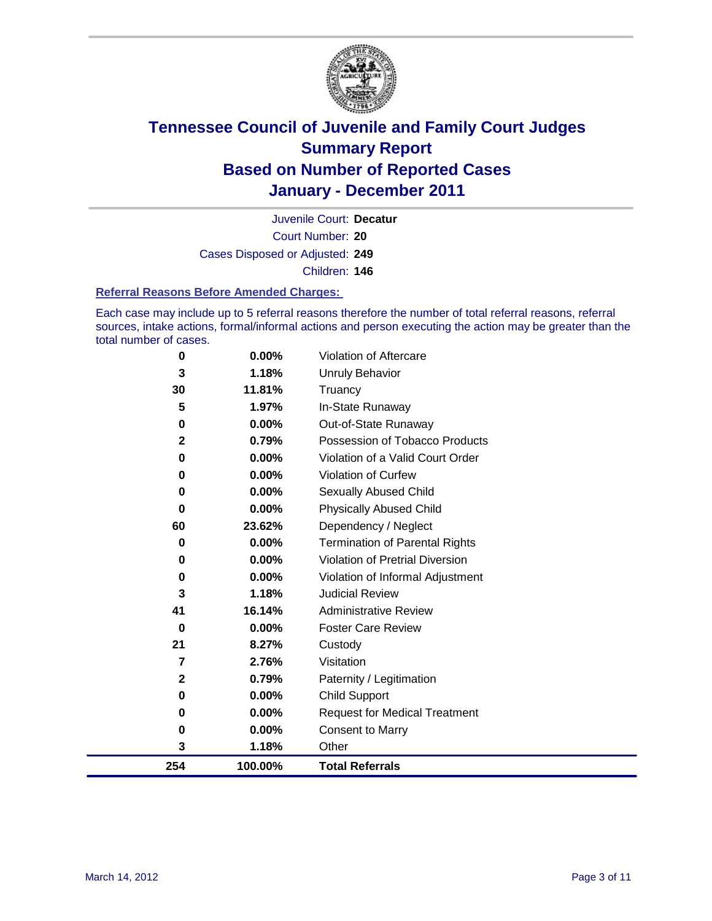# Tennessee Council of Juvenile and Family Court Judges
## Summary Report
## Based on Number of Reported Cases
## January - December 2011

Juvenile Court: **Decatur**

Court Number: **20**

Cases Disposed or Adjusted: **249**

Children: **146**

### Referral Reasons Before Amended Charges:

Each case may include up to 5 referral reasons therefore the number of total referral reasons, referral sources, intake actions, formal/informal actions and person executing the action may be greater than the total number of cases.

| Count | Percent | Referral Reason |
|---|---|---|
| 0 | 0.00% | Violation of Aftercare |
| 3 | 1.18% | Unruly Behavior |
| 30 | 11.81% | Truancy |
| 5 | 1.97% | In-State Runaway |
| 0 | 0.00% | Out-of-State Runaway |
| 2 | 0.79% | Possession of Tobacco Products |
| 0 | 0.00% | Violation of a Valid Court Order |
| 0 | 0.00% | Violation of Curfew |
| 0 | 0.00% | Sexually Abused Child |
| 0 | 0.00% | Physically Abused Child |
| 60 | 23.62% | Dependency / Neglect |
| 0 | 0.00% | Termination of Parental Rights |
| 0 | 0.00% | Violation of Pretrial Diversion |
| 0 | 0.00% | Violation of Informal Adjustment |
| 3 | 1.18% | Judicial Review |
| 41 | 16.14% | Administrative Review |
| 0 | 0.00% | Foster Care Review |
| 21 | 8.27% | Custody |
| 7 | 2.76% | Visitation |
| 2 | 0.79% | Paternity / Legitimation |
| 0 | 0.00% | Child Support |
| 0 | 0.00% | Request for Medical Treatment |
| 0 | 0.00% | Consent to Marry |
| 3 | 1.18% | Other |
| **254** | **100.00%** | **Total Referrals** |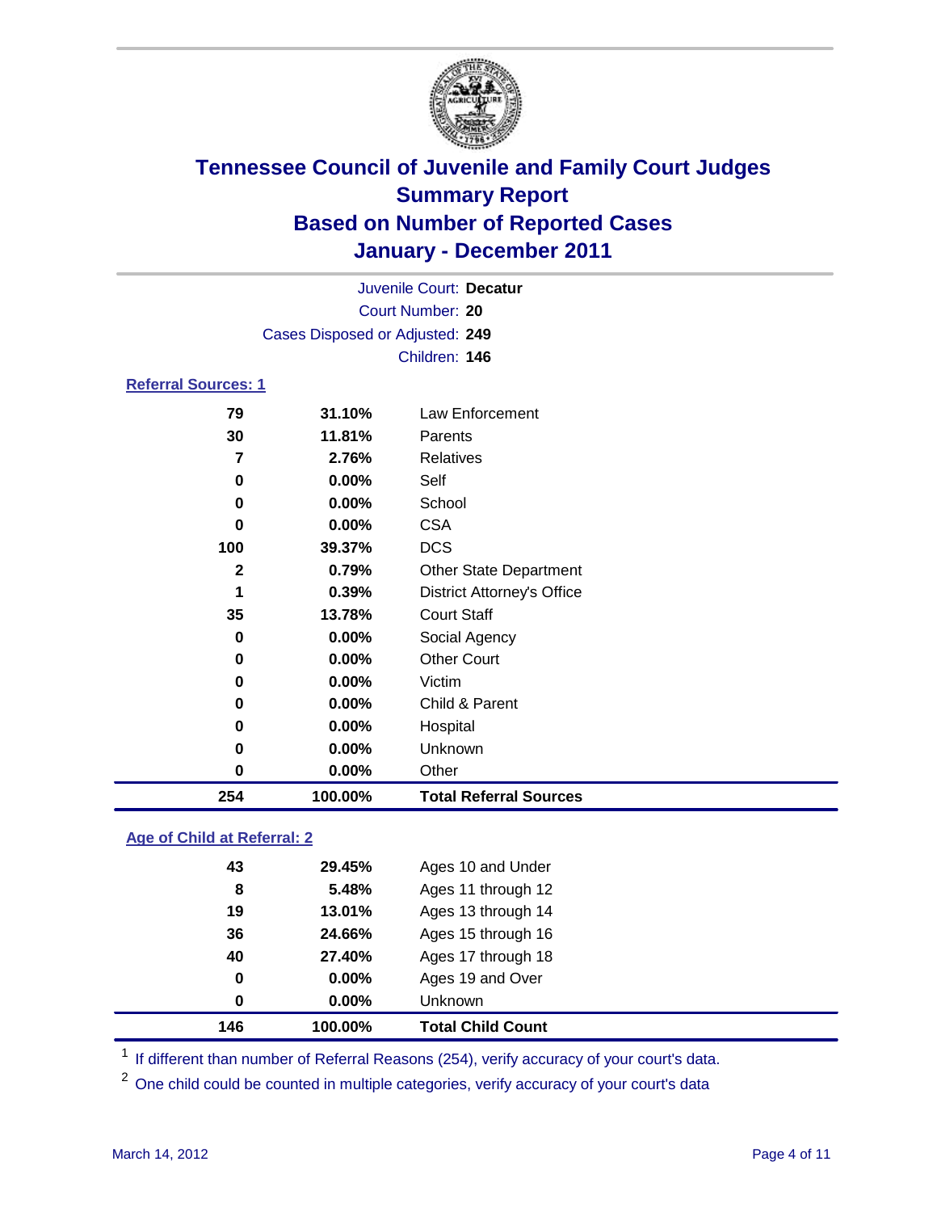# Tennessee Council of Juvenile and Family Court Judges
## Summary Report
## Based on Number of Reported Cases
## January - December 2011

Juvenile Court: **Decatur**
Court Number: **20**
Cases Disposed or Adjusted: **249**
Children: **146**

### Referral Sources: 1

| | | |
|---|---|---|
| 79 | 31.10% | Law Enforcement |
| 30 | 11.81% | Parents |
| 7 | 2.76% | Relatives |
| 0 | 0.00% | Self |
| 0 | 0.00% | School |
| 0 | 0.00% | CSA |
| 100 | 39.37% | DCS |
| 2 | 0.79% | Other State Department |
| 1 | 0.39% | District Attorney's Office |
| 35 | 13.78% | Court Staff |
| 0 | 0.00% | Social Agency |
| 0 | 0.00% | Other Court |
| 0 | 0.00% | Victim |
| 0 | 0.00% | Child & Parent |
| 0 | 0.00% | Hospital |
| 0 | 0.00% | Unknown |
| 0 | 0.00% | Other |
| **254** | **100.00%** | **Total Referral Sources** |

### Age of Child at Referral: 2

| | | |
|---|---|---|
| 43 | 29.45% | Ages 10 and Under |
| 8 | 5.48% | Ages 11 through 12 |
| 19 | 13.01% | Ages 13 through 14 |
| 36 | 24.66% | Ages 15 through 16 |
| 40 | 27.40% | Ages 17 through 18 |
| 0 | 0.00% | Ages 19 and Over |
| 0 | 0.00% | Unknown |
| **146** | **100.00%** | **Total Child Count** |

[1] If different than number of Referral Reasons (254), verify accuracy of your court's data.

[2] One child could be counted in multiple categories, verify accuracy of your court's data

March 14, 2012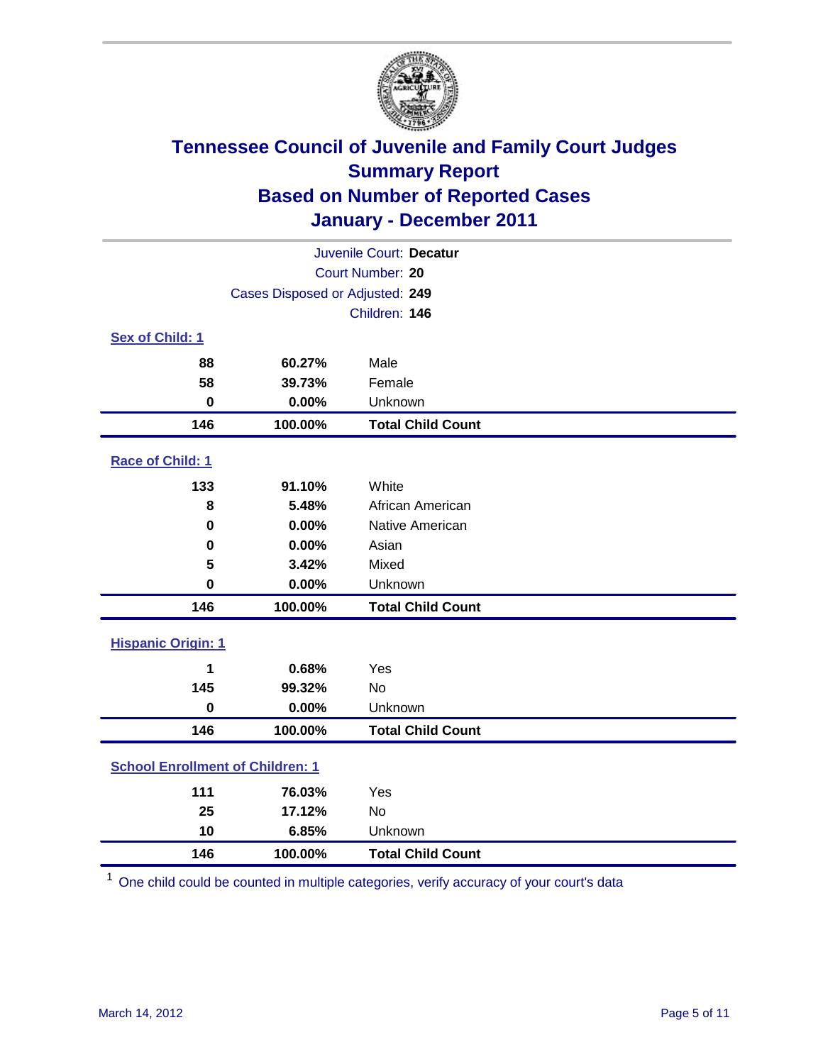# Tennessee Council of Juvenile and Family Court Judges
## Summary Report
## Based on Number of Reported Cases
## January - December 2011

Juvenile Court: **Decatur**
Court Number: **20**
Cases Disposed or Adjusted: **249**
Children: **146**

### Sex of Child: 1

| | | |
|---|---|---|
| 88 | 60.27% | Male |
| 58 | 39.73% | Female |
| 0 | 0.00% | Unknown |
| **146** | **100.00%** | **Total Child Count** |

### Race of Child: 1

| | | |
|---|---|---|
| 133 | 91.10% | White |
| 8 | 5.48% | African American |
| 0 | 0.00% | Native American |
| 0 | 0.00% | Asian |
| 5 | 3.42% | Mixed |
| 0 | 0.00% | Unknown |
| **146** | **100.00%** | **Total Child Count** |

### Hispanic Origin: 1

| | | |
|---|---|---|
| 1 | 0.68% | Yes |
| 145 | 99.32% | No |
| 0 | 0.00% | Unknown |
| **146** | **100.00%** | **Total Child Count** |

### School Enrollment of Children: 1

| | | |
|---|---|---|
| 111 | 76.03% | Yes |
| 25 | 17.12% | No |
| 10 | 6.85% | Unknown |
| **146** | **100.00%** | **Total Child Count** |

[1] One child could be counted in multiple categories, verify accuracy of your court's data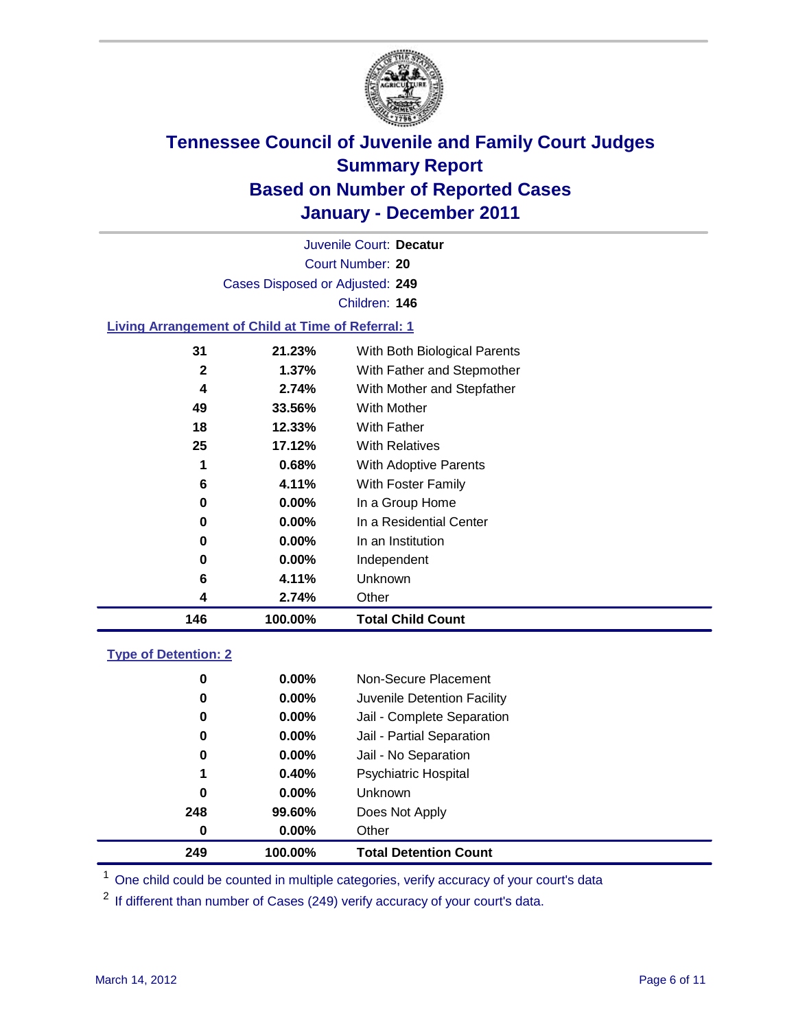# Tennessee Council of Juvenile and Family Court Judges
## Summary Report
## Based on Number of Reported Cases
## January - December 2011

Juvenile Court: **Decatur**

Court Number: **20**

Cases Disposed or Adjusted: **249**

Children: **146**

### Living Arrangement of Child at Time of Referral: 1

| | | |
|---|---|---|
| 31 | 21.23% | With Both Biological Parents |
| 2 | 1.37% | With Father and Stepmother |
| 4 | 2.74% | With Mother and Stepfather |
| 49 | 33.56% | With Mother |
| 18 | 12.33% | With Father |
| 25 | 17.12% | With Relatives |
| 1 | 0.68% | With Adoptive Parents |
| 6 | 4.11% | With Foster Family |
| 0 | 0.00% | In a Group Home |
| 0 | 0.00% | In a Residential Center |
| 0 | 0.00% | In an Institution |
| 0 | 0.00% | Independent |
| 6 | 4.11% | Unknown |
| 4 | 2.74% | Other |
| **146** | **100.00%** | **Total Child Count** |

### Type of Detention: 2

| | | |
|---|---|---|
| 0 | 0.00% | Non-Secure Placement |
| 0 | 0.00% | Juvenile Detention Facility |
| 0 | 0.00% | Jail - Complete Separation |
| 0 | 0.00% | Jail - Partial Separation |
| 0 | 0.00% | Jail - No Separation |
| 1 | 0.40% | Psychiatric Hospital |
| 0 | 0.00% | Unknown |
| 248 | 99.60% | Does Not Apply |
| 0 | 0.00% | Other |
| **249** | **100.00%** | **Total Detention Count** |

[1] One child could be counted in multiple categories, verify accuracy of your court's data

[2] If different than number of Cases (249) verify accuracy of your court's data.

March 14, 2012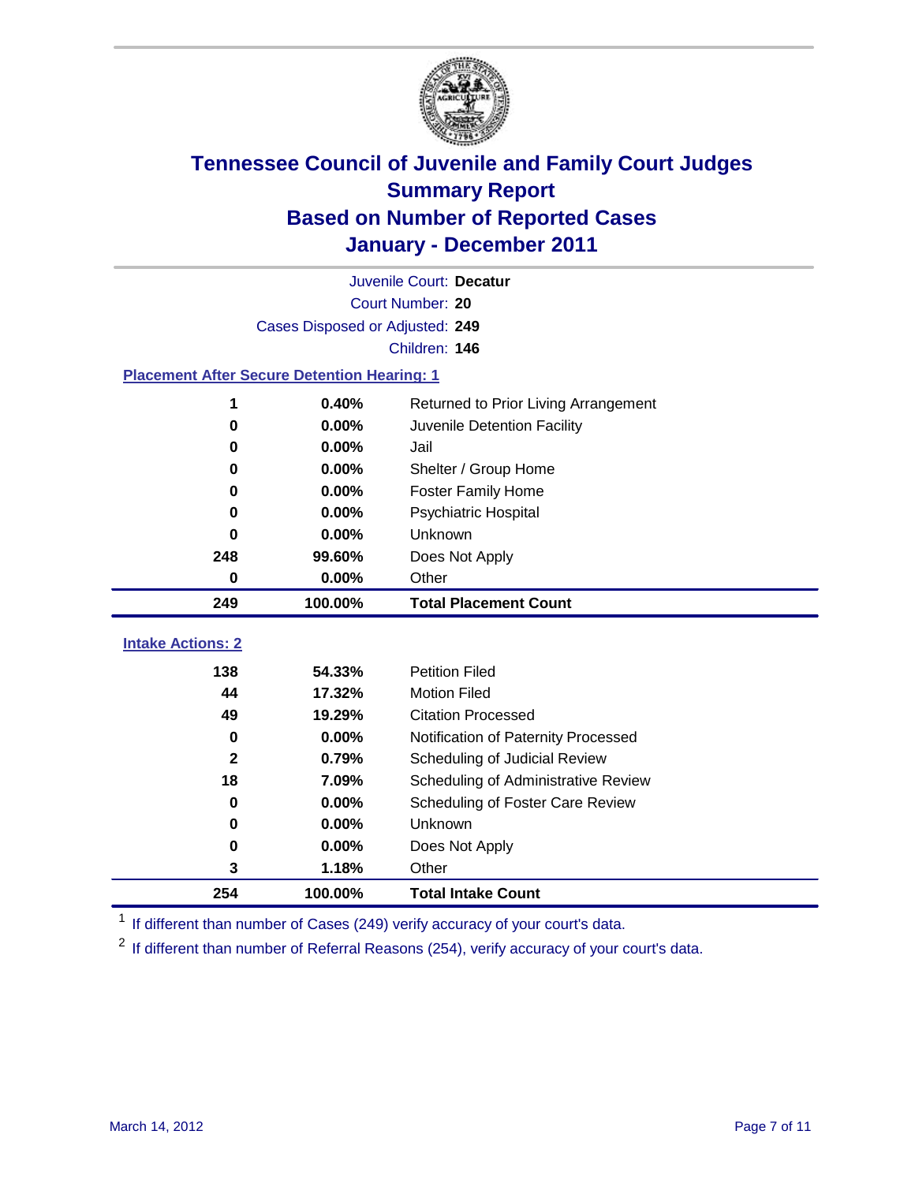# Tennessee Council of Juvenile and Family Court Judges
## Summary Report
## Based on Number of Reported Cases
## January - December 2011

Juvenile Court: **Decatur**
Court Number: **20**
Cases Disposed or Adjusted: **249**
Children: **146**

### Placement After Secure Detention Hearing: 1

| Count | Percent | Placement |
|---|---|---|
| 1 | 0.40% | Returned to Prior Living Arrangement |
| 0 | 0.00% | Juvenile Detention Facility |
| 0 | 0.00% | Jail |
| 0 | 0.00% | Shelter / Group Home |
| 0 | 0.00% | Foster Family Home |
| 0 | 0.00% | Psychiatric Hospital |
| 0 | 0.00% | Unknown |
| 248 | 99.60% | Does Not Apply |
| 0 | 0.00% | Other |
| **249** | **100.00%** | **Total Placement Count** |

### Intake Actions: 2

| Count | Percent | Intake Action |
|---|---|---|
| 138 | 54.33% | Petition Filed |
| 44 | 17.32% | Motion Filed |
| 49 | 19.29% | Citation Processed |
| 0 | 0.00% | Notification of Paternity Processed |
| 2 | 0.79% | Scheduling of Judicial Review |
| 18 | 7.09% | Scheduling of Administrative Review |
| 0 | 0.00% | Scheduling of Foster Care Review |
| 0 | 0.00% | Unknown |
| 0 | 0.00% | Does Not Apply |
| 3 | 1.18% | Other |
| **254** | **100.00%** | **Total Intake Count** |

[1] If different than number of Cases (249) verify accuracy of your court's data.

[2] If different than number of Referral Reasons (254), verify accuracy of your court's data.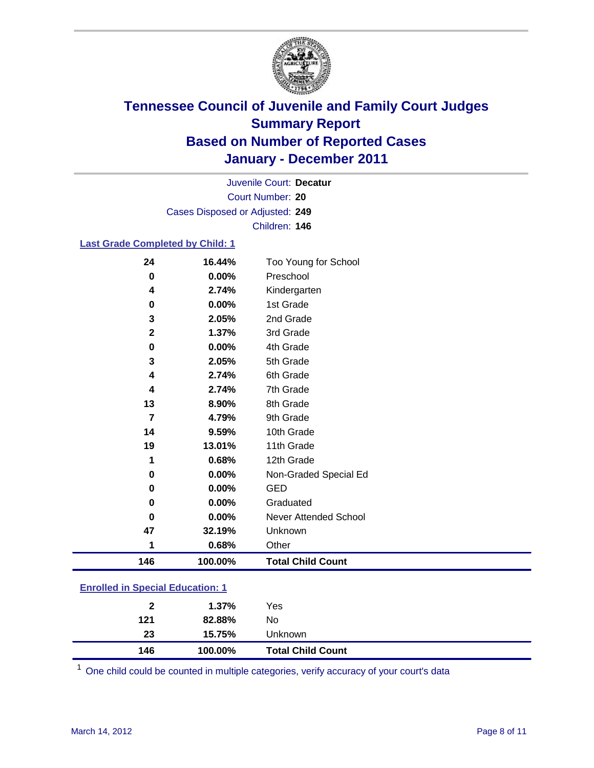# Tennessee Council of Juvenile and Family Court Judges
## Summary Report
## Based on Number of Reported Cases
## January - December 2011

Juvenile Court: **Decatur**
Court Number: **20**
Cases Disposed or Adjusted: **249**
Children: **146**

### Last Grade Completed by Child: 1

| Count | Percent | Category |
|---|---|---|
| 24 | 16.44% | Too Young for School |
| 0 | 0.00% | Preschool |
| 4 | 2.74% | Kindergarten |
| 0 | 0.00% | 1st Grade |
| 3 | 2.05% | 2nd Grade |
| 2 | 1.37% | 3rd Grade |
| 0 | 0.00% | 4th Grade |
| 3 | 2.05% | 5th Grade |
| 4 | 2.74% | 6th Grade |
| 4 | 2.74% | 7th Grade |
| 13 | 8.90% | 8th Grade |
| 7 | 4.79% | 9th Grade |
| 14 | 9.59% | 10th Grade |
| 19 | 13.01% | 11th Grade |
| 1 | 0.68% | 12th Grade |
| 0 | 0.00% | Non-Graded Special Ed |
| 0 | 0.00% | GED |
| 0 | 0.00% | Graduated |
| 0 | 0.00% | Never Attended School |
| 47 | 32.19% | Unknown |
| 1 | 0.68% | Other |
| **146** | **100.00%** | **Total Child Count** |

### Enrolled in Special Education: 1

| Count | Percent | Category |
|---|---|---|
| 2 | 1.37% | Yes |
| 121 | 82.88% | No |
| 23 | 15.75% | Unknown |
| **146** | **100.00%** | **Total Child Count** |

[1] One child could be counted in multiple categories, verify accuracy of your court's data

March 14, 2012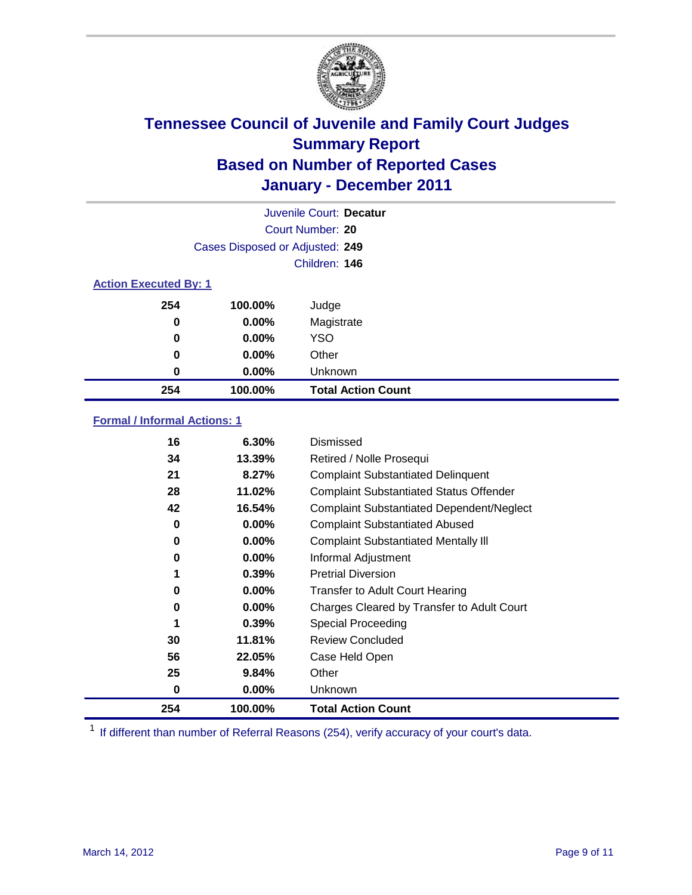# Tennessee Council of Juvenile and Family Court Judges
## Summary Report
## Based on Number of Reported Cases
## January - December 2011

Juvenile Court: **Decatur**
Court Number: **20**
Cases Disposed or Adjusted: **249**
Children: **146**

### Action Executed By: 1

| | | |
|---|---|---|
| 254 | 100.00% | Judge |
| 0 | 0.00% | Magistrate |
| 0 | 0.00% | YSO |
| 0 | 0.00% | Other |
| 0 | 0.00% | Unknown |
| **254** | **100.00%** | **Total Action Count** |

### Formal / Informal Actions: 1

| | | |
|---|---|---|
| 16 | 6.30% | Dismissed |
| 34 | 13.39% | Retired / Nolle Prosequi |
| 21 | 8.27% | Complaint Substantiated Delinquent |
| 28 | 11.02% | Complaint Substantiated Status Offender |
| 42 | 16.54% | Complaint Substantiated Dependent/Neglect |
| 0 | 0.00% | Complaint Substantiated Abused |
| 0 | 0.00% | Complaint Substantiated Mentally Ill |
| 0 | 0.00% | Informal Adjustment |
| 1 | 0.39% | Pretrial Diversion |
| 0 | 0.00% | Transfer to Adult Court Hearing |
| 0 | 0.00% | Charges Cleared by Transfer to Adult Court |
| 1 | 0.39% | Special Proceeding |
| 30 | 11.81% | Review Concluded |
| 56 | 22.05% | Case Held Open |
| 25 | 9.84% | Other |
| 0 | 0.00% | Unknown |
| **254** | **100.00%** | **Total Action Count** |

[1] If different than number of Referral Reasons (254), verify accuracy of your court's data.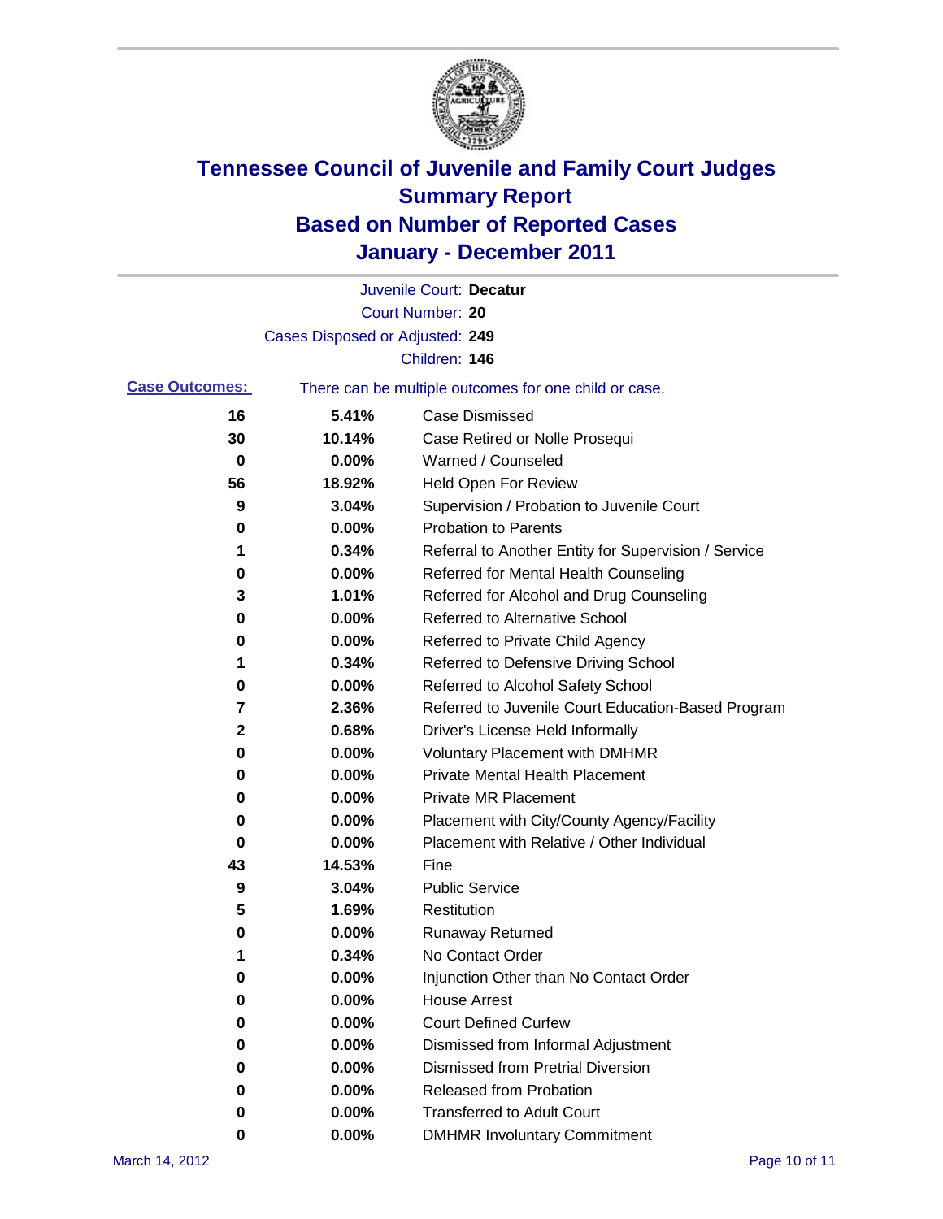# Tennessee Council of Juvenile and Family Court Judges
## Summary Report
## Based on Number of Reported Cases
## January - December 2011

Juvenile Court: **Decatur**

Court Number: **20**

Cases Disposed or Adjusted: **249**

Children: **146**

**Case Outcomes:** There can be multiple outcomes for one child or case.

| | | |
|---|---|---|
| 16 | 5.41% | Case Dismissed |
| 30 | 10.14% | Case Retired or Nolle Prosequi |
| 0 | 0.00% | Warned / Counseled |
| 56 | 18.92% | Held Open For Review |
| 9 | 3.04% | Supervision / Probation to Juvenile Court |
| 0 | 0.00% | Probation to Parents |
| 1 | 0.34% | Referral to Another Entity for Supervision / Service |
| 0 | 0.00% | Referred for Mental Health Counseling |
| 3 | 1.01% | Referred for Alcohol and Drug Counseling |
| 0 | 0.00% | Referred to Alternative School |
| 0 | 0.00% | Referred to Private Child Agency |
| 1 | 0.34% | Referred to Defensive Driving School |
| 0 | 0.00% | Referred to Alcohol Safety School |
| 7 | 2.36% | Referred to Juvenile Court Education-Based Program |
| 2 | 0.68% | Driver's License Held Informally |
| 0 | 0.00% | Voluntary Placement with DMHMR |
| 0 | 0.00% | Private Mental Health Placement |
| 0 | 0.00% | Private MR Placement |
| 0 | 0.00% | Placement with City/County Agency/Facility |
| 0 | 0.00% | Placement with Relative / Other Individual |
| 43 | 14.53% | Fine |
| 9 | 3.04% | Public Service |
| 5 | 1.69% | Restitution |
| 0 | 0.00% | Runaway Returned |
| 1 | 0.34% | No Contact Order |
| 0 | 0.00% | Injunction Other than No Contact Order |
| 0 | 0.00% | House Arrest |
| 0 | 0.00% | Court Defined Curfew |
| 0 | 0.00% | Dismissed from Informal Adjustment |
| 0 | 0.00% | Dismissed from Pretrial Diversion |
| 0 | 0.00% | Released from Probation |
| 0 | 0.00% | Transferred to Adult Court |
| 0 | 0.00% | DMHMR Involuntary Commitment |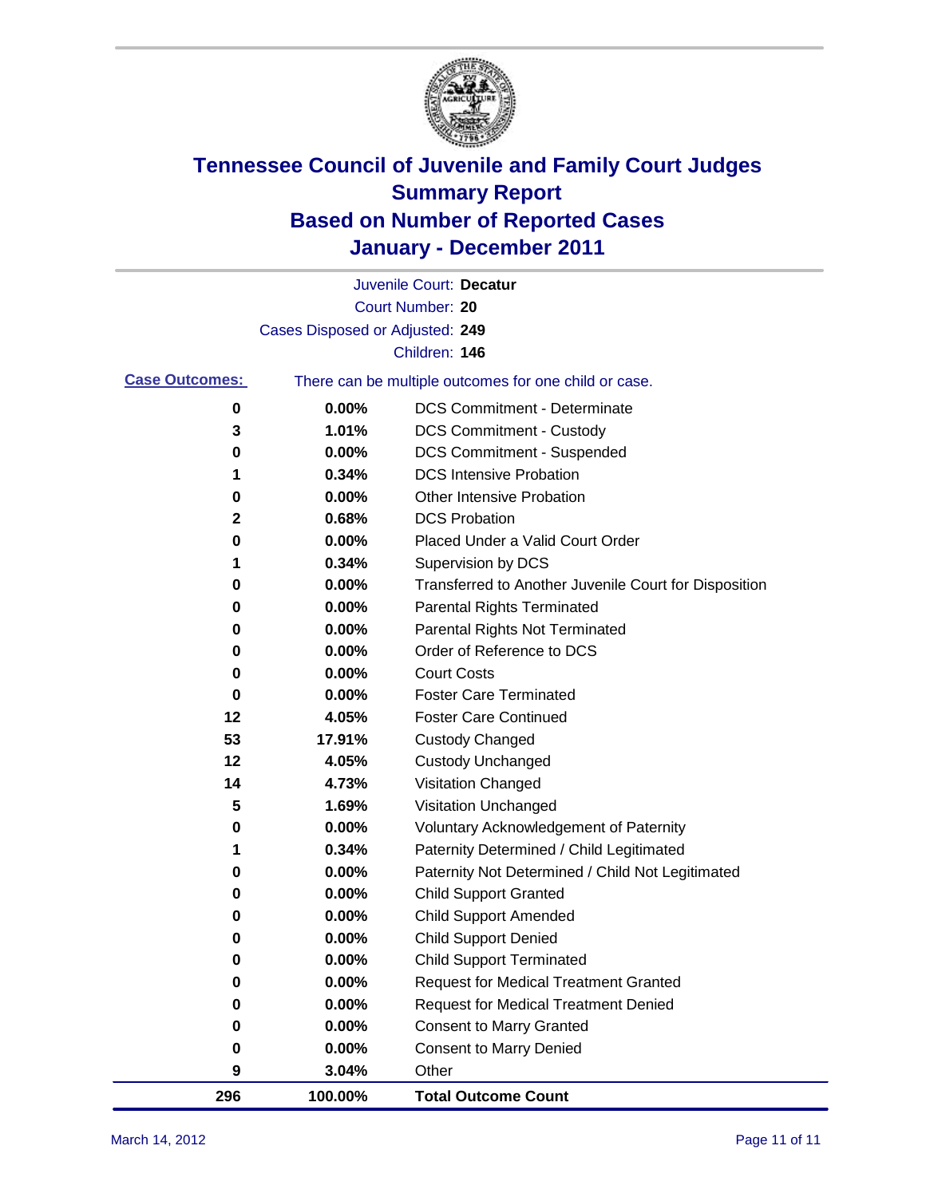# Tennessee Council of Juvenile and Family Court Judges
## Summary Report
## Based on Number of Reported Cases
## January - December 2011

Juvenile Court: **Decatur**

Court Number: **20**

Cases Disposed or Adjusted: **249**

Children: **146**

**Case Outcomes:** There can be multiple outcomes for one child or case.

| | | |
|---|---|---|
| 0 | 0.00% | DCS Commitment - Determinate |
| 3 | 1.01% | DCS Commitment - Custody |
| 0 | 0.00% | DCS Commitment - Suspended |
| 1 | 0.34% | DCS Intensive Probation |
| 0 | 0.00% | Other Intensive Probation |
| 2 | 0.68% | DCS Probation |
| 0 | 0.00% | Placed Under a Valid Court Order |
| 1 | 0.34% | Supervision by DCS |
| 0 | 0.00% | Transferred to Another Juvenile Court for Disposition |
| 0 | 0.00% | Parental Rights Terminated |
| 0 | 0.00% | Parental Rights Not Terminated |
| 0 | 0.00% | Order of Reference to DCS |
| 0 | 0.00% | Court Costs |
| 0 | 0.00% | Foster Care Terminated |
| 12 | 4.05% | Foster Care Continued |
| 53 | 17.91% | Custody Changed |
| 12 | 4.05% | Custody Unchanged |
| 14 | 4.73% | Visitation Changed |
| 5 | 1.69% | Visitation Unchanged |
| 0 | 0.00% | Voluntary Acknowledgement of Paternity |
| 1 | 0.34% | Paternity Determined / Child Legitimated |
| 0 | 0.00% | Paternity Not Determined / Child Not Legitimated |
| 0 | 0.00% | Child Support Granted |
| 0 | 0.00% | Child Support Amended |
| 0 | 0.00% | Child Support Denied |
| 0 | 0.00% | Child Support Terminated |
| 0 | 0.00% | Request for Medical Treatment Granted |
| 0 | 0.00% | Request for Medical Treatment Denied |
| 0 | 0.00% | Consent to Marry Granted |
| 0 | 0.00% | Consent to Marry Denied |
| 9 | 3.04% | Other |
| **296** | **100.00%** | **Total Outcome Count** |

March 14, 2012